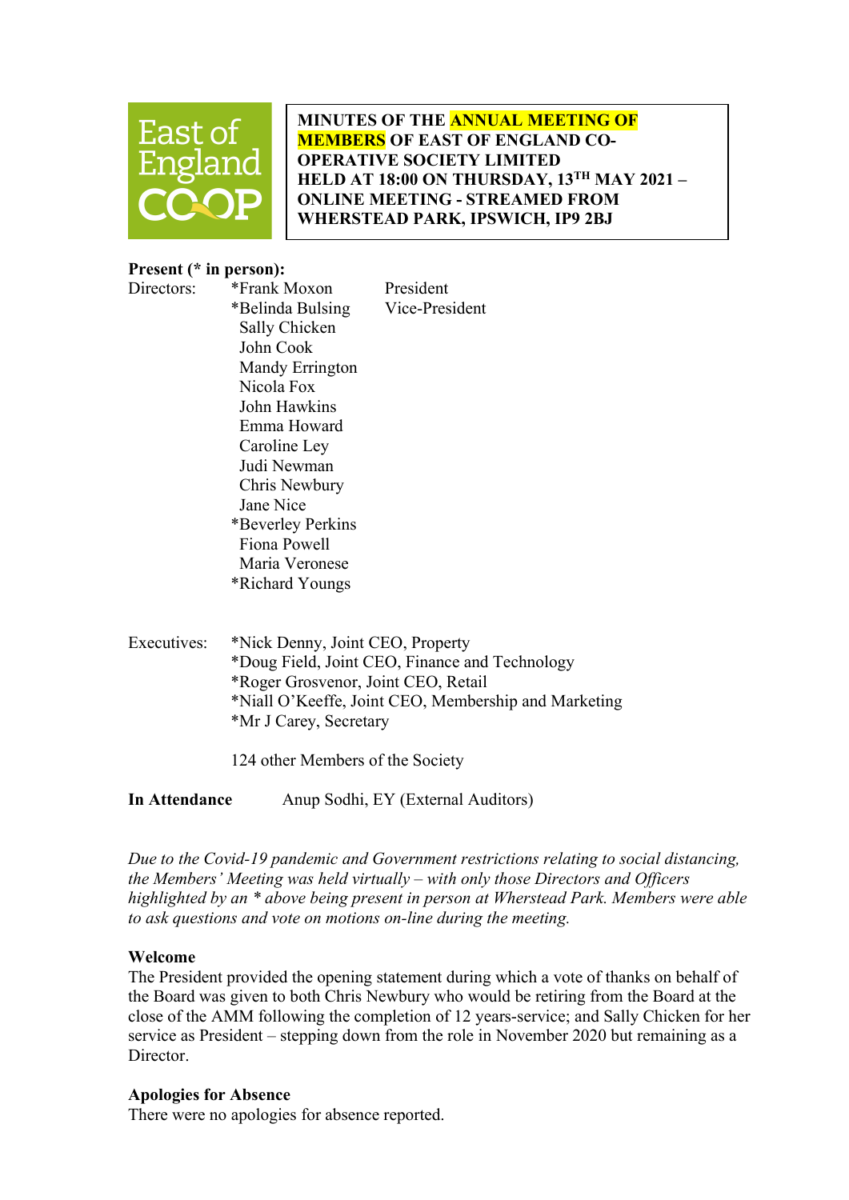**MINUTES OF THE ANNUAL MEETING OF MEMBERS OF EAST OF ENGLAND CO-OPERATIVE SOCIETY LIMITED HELD AT 18:00 ON THURSDAY, 13TH MAY 2021 – ONLINE MEETING - STREAMED FROM WHERSTEAD PARK, IPSWICH, IP9 2BJ**

**Present (* in person):**

| | | |
|---|---|---|
| Directors: | *Frank Moxon | President |
| | *Belinda Bulsing | Vice-President |
| | Sally Chicken | |
| | John Cook | |
| | Mandy Errington | |
| | Nicola Fox | |
| | John Hawkins | |
| | Emma Howard | |
| | Caroline Ley | |
| | Judi Newman | |
| | Chris Newbury | |
| | Jane Nice | |
| | *Beverley Perkins | |
| | Fiona Powell | |
| | Maria Veronese | |
| | *Richard Youngs | |

Executives:
*Nick Denny, Joint CEO, Property
*Doug Field, Joint CEO, Finance and Technology
*Roger Grosvenor, Joint CEO, Retail
*Niall O'Keeffe, Joint CEO, Membership and Marketing
*Mr J Carey, Secretary

124 other Members of the Society

**In Attendance** Anup Sodhi, EY (External Auditors)

*Due to the Covid-19 pandemic and Government restrictions relating to social distancing, the Members' Meeting was held virtually – with only those Directors and Officers highlighted by an * above being present in person at Wherstead Park. Members were able to ask questions and vote on motions on-line during the meeting.*

**Welcome**

The President provided the opening statement during which a vote of thanks on behalf of the Board was given to both Chris Newbury who would be retiring from the Board at the close of the AMM following the completion of 12 years-service; and Sally Chicken for her service as President – stepping down from the role in November 2020 but remaining as a Director.

**Apologies for Absence**

There were no apologies for absence reported.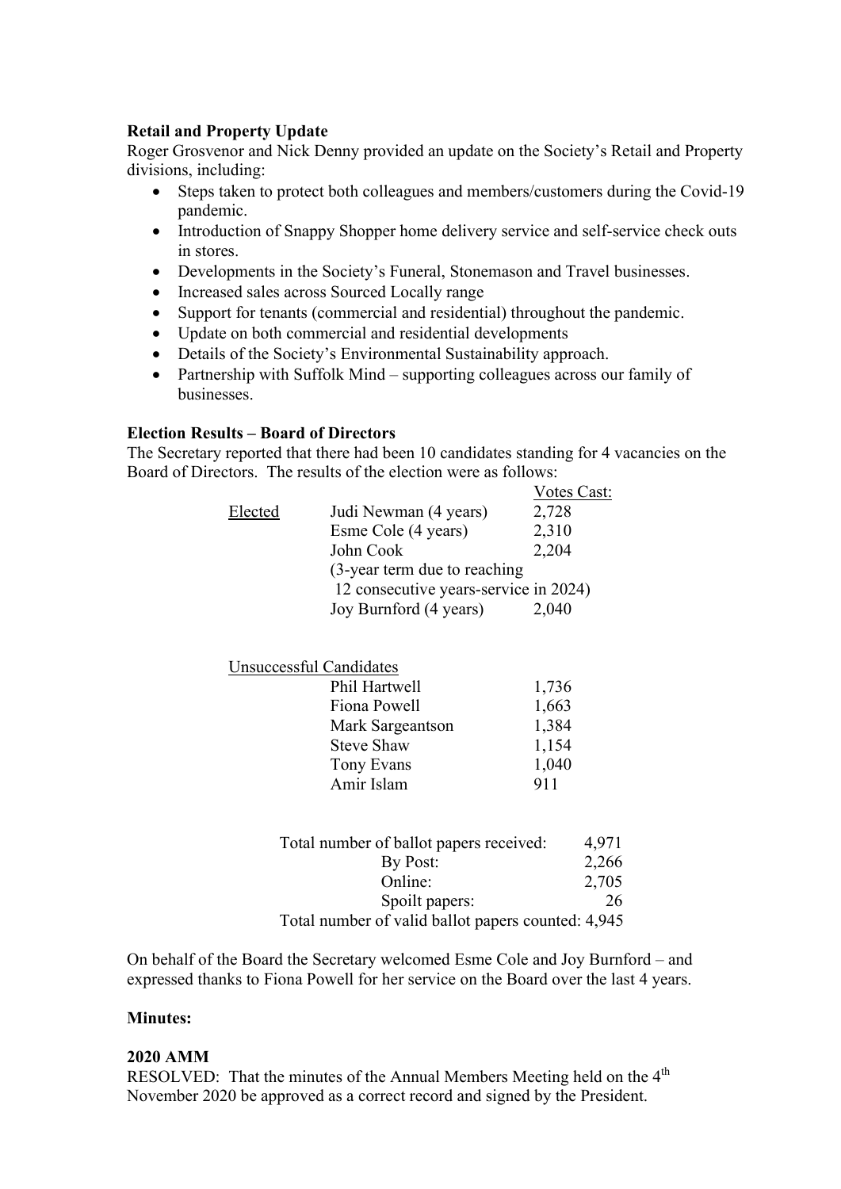**Retail and Property Update**

Roger Grosvenor and Nick Denny provided an update on the Society's Retail and Property divisions, including:

- Steps taken to protect both colleagues and members/customers during the Covid-19 pandemic.
- Introduction of Snappy Shopper home delivery service and self-service check outs in stores.
- Developments in the Society's Funeral, Stonemason and Travel businesses.
- Increased sales across Sourced Locally range
- Support for tenants (commercial and residential) throughout the pandemic.
- Update on both commercial and residential developments
- Details of the Society's Environmental Sustainability approach.
- Partnership with Suffolk Mind – supporting colleagues across our family of businesses.

**Election Results – Board of Directors**

The Secretary reported that there had been 10 candidates standing for 4 vacancies on the Board of Directors. The results of the election were as follows:

| | | Votes Cast: |
|---|---|---|
| Elected | Judi Newman (4 years) | 2,728 |
| | Esme Cole (4 years) | 2,310 |
| | John Cook (3-year term due to reaching 12 consecutive years-service in 2024) | 2,204 |
| | Joy Burnford (4 years) | 2,040 |
| Unsuccessful Candidates | | |
| | Phil Hartwell | 1,736 |
| | Fiona Powell | 1,663 |
| | Mark Sargeantson | 1,384 |
| | Steve Shaw | 1,154 |
| | Tony Evans | 1,040 |
| | Amir Islam | 911 |

| | |
|---|---|
| Total number of ballot papers received: | 4,971 |
| By Post: | 2,266 |
| Online: | 2,705 |
| Spoilt papers: | 26 |
| Total number of valid ballot papers counted: | 4,945 |

On behalf of the Board the Secretary welcomed Esme Cole and Joy Burnford – and expressed thanks to Fiona Powell for her service on the Board over the last 4 years.

**Minutes:**

**2020 AMM**

RESOLVED: That the minutes of the Annual Members Meeting held on the 4th November 2020 be approved as a correct record and signed by the President.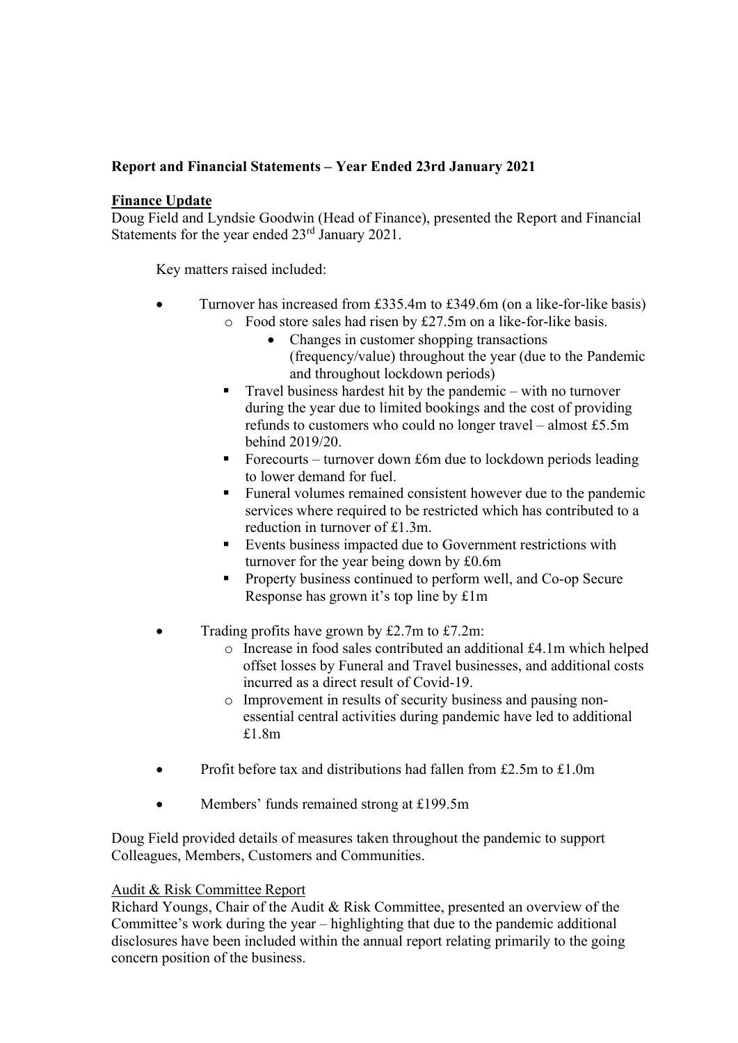**Report and Financial Statements – Year Ended 23rd January 2021**

**Finance Update**

Doug Field and Lyndsie Goodwin (Head of Finance), presented the Report and Financial Statements for the year ended 23rd January 2021.

Key matters raised included:

- Turnover has increased from £335.4m to £349.6m (on a like-for-like basis)
  - Food store sales had risen by £27.5m on a like-for-like basis.
    - Changes in customer shopping transactions (frequency/value) throughout the year (due to the Pandemic and throughout lockdown periods)
  - Travel business hardest hit by the pandemic – with no turnover during the year due to limited bookings and the cost of providing refunds to customers who could no longer travel – almost £5.5m behind 2019/20.
  - Forecourts – turnover down £6m due to lockdown periods leading to lower demand for fuel.
  - Funeral volumes remained consistent however due to the pandemic services where required to be restricted which has contributed to a reduction in turnover of £1.3m.
  - Events business impacted due to Government restrictions with turnover for the year being down by £0.6m
  - Property business continued to perform well, and Co-op Secure Response has grown it's top line by £1m

- Trading profits have grown by £2.7m to £7.2m:
  - Increase in food sales contributed an additional £4.1m which helped offset losses by Funeral and Travel businesses, and additional costs incurred as a direct result of Covid-19.
  - Improvement in results of security business and pausing non-essential central activities during pandemic have led to additional £1.8m

- Profit before tax and distributions had fallen from £2.5m to £1.0m

- Members' funds remained strong at £199.5m

Doug Field provided details of measures taken throughout the pandemic to support Colleagues, Members, Customers and Communities.

Audit & Risk Committee Report

Richard Youngs, Chair of the Audit & Risk Committee, presented an overview of the Committee's work during the year – highlighting that due to the pandemic additional disclosures have been included within the annual report relating primarily to the going concern position of the business.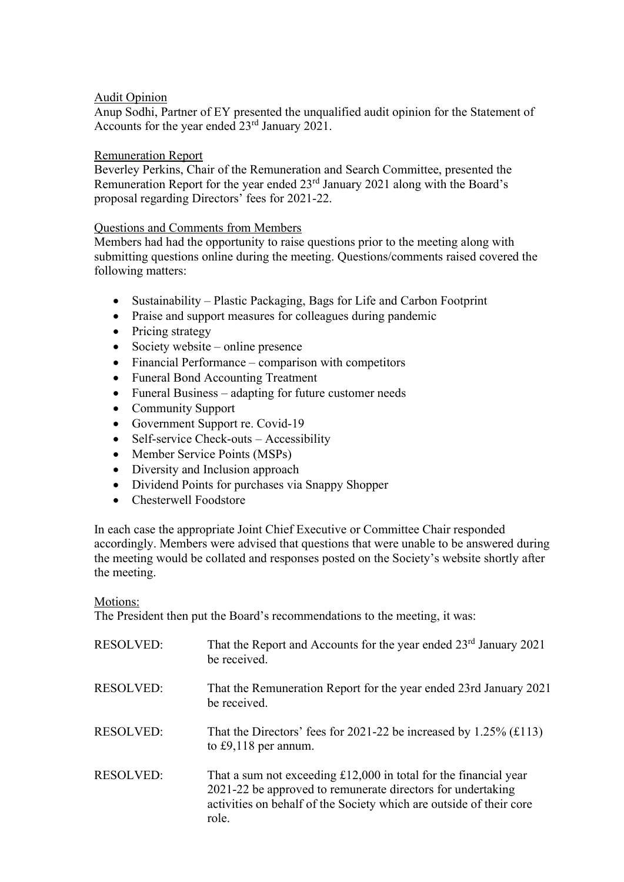Audit Opinion

Anup Sodhi, Partner of EY presented the unqualified audit opinion for the Statement of Accounts for the year ended 23rd January 2021.

Remuneration Report

Beverley Perkins, Chair of the Remuneration and Search Committee, presented the Remuneration Report for the year ended 23rd January 2021 along with the Board's proposal regarding Directors' fees for 2021-22.

Questions and Comments from Members

Members had had the opportunity to raise questions prior to the meeting along with submitting questions online during the meeting. Questions/comments raised covered the following matters:

- Sustainability – Plastic Packaging, Bags for Life and Carbon Footprint
- Praise and support measures for colleagues during pandemic
- Pricing strategy
- Society website – online presence
- Financial Performance – comparison with competitors
- Funeral Bond Accounting Treatment
- Funeral Business – adapting for future customer needs
- Community Support
- Government Support re. Covid-19
- Self-service Check-outs – Accessibility
- Member Service Points (MSPs)
- Diversity and Inclusion approach
- Dividend Points for purchases via Snappy Shopper
- Chesterwell Foodstore

In each case the appropriate Joint Chief Executive or Committee Chair responded accordingly. Members were advised that questions that were unable to be answered during the meeting would be collated and responses posted on the Society's website shortly after the meeting.

Motions:

The President then put the Board's recommendations to the meeting, it was:

RESOLVED: That the Report and Accounts for the year ended 23rd January 2021 be received.

RESOLVED: That the Remuneration Report for the year ended 23rd January 2021 be received.

RESOLVED: That the Directors' fees for 2021-22 be increased by 1.25% (£113) to £9,118 per annum.

RESOLVED: That a sum not exceeding £12,000 in total for the financial year 2021-22 be approved to remunerate directors for undertaking activities on behalf of the Society which are outside of their core role.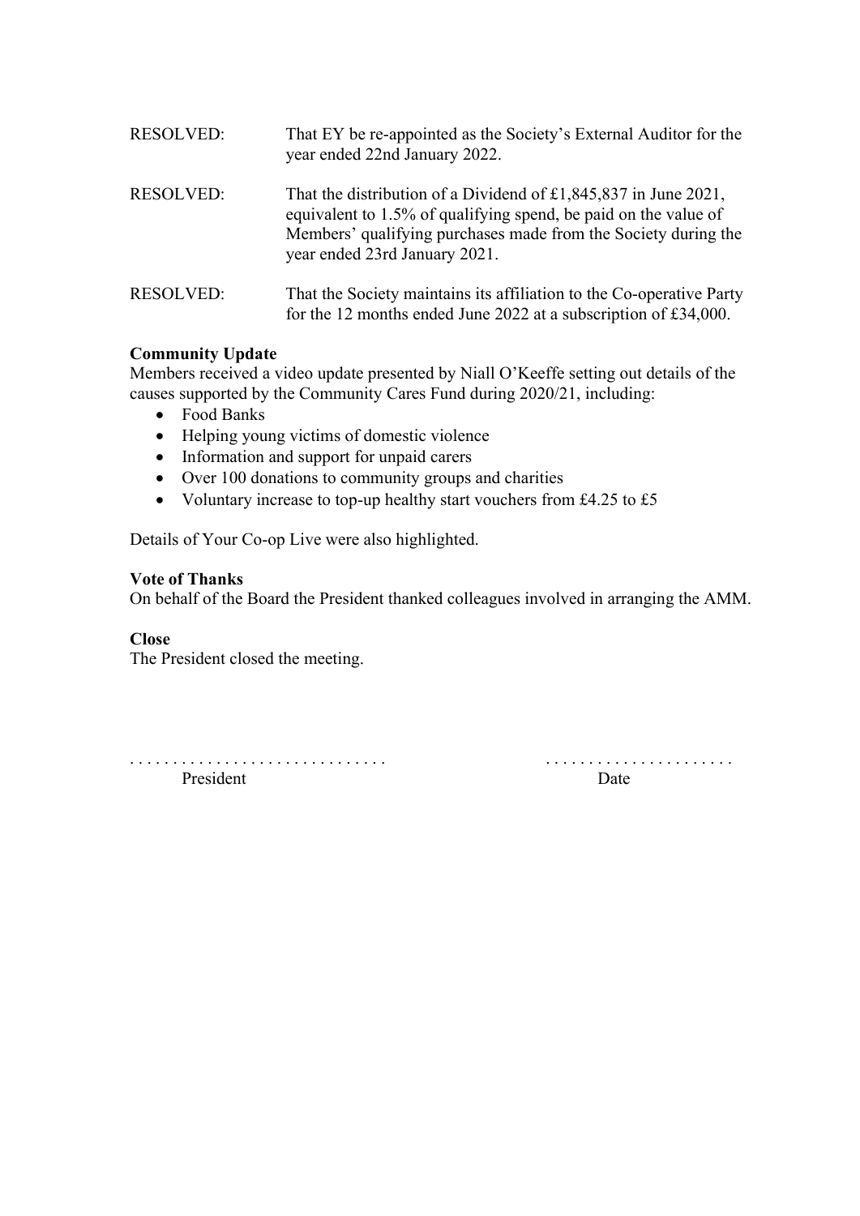RESOLVED: That EY be re-appointed as the Society's External Auditor for the year ended 22nd January 2022.

RESOLVED: That the distribution of a Dividend of £1,845,837 in June 2021, equivalent to 1.5% of qualifying spend, be paid on the value of Members' qualifying purchases made from the Society during the year ended 23rd January 2021.

RESOLVED: That the Society maintains its affiliation to the Co-operative Party for the 12 months ended June 2022 at a subscription of £34,000.

**Community Update**

Members received a video update presented by Niall O'Keeffe setting out details of the causes supported by the Community Cares Fund during 2020/21, including:

- Food Banks
- Helping young victims of domestic violence
- Information and support for unpaid carers
- Over 100 donations to community groups and charities
- Voluntary increase to top-up healthy start vouchers from £4.25 to £5

Details of Your Co-op Live were also highlighted.

**Vote of Thanks**

On behalf of the Board the President thanked colleagues involved in arranging the AMM.

**Close**

The President closed the meeting.

. . . . . . . . . . . . . . . . . . . . . . . . . . . . . .
President

. . . . . . . . . . . . . . . . . . . . . .
Date